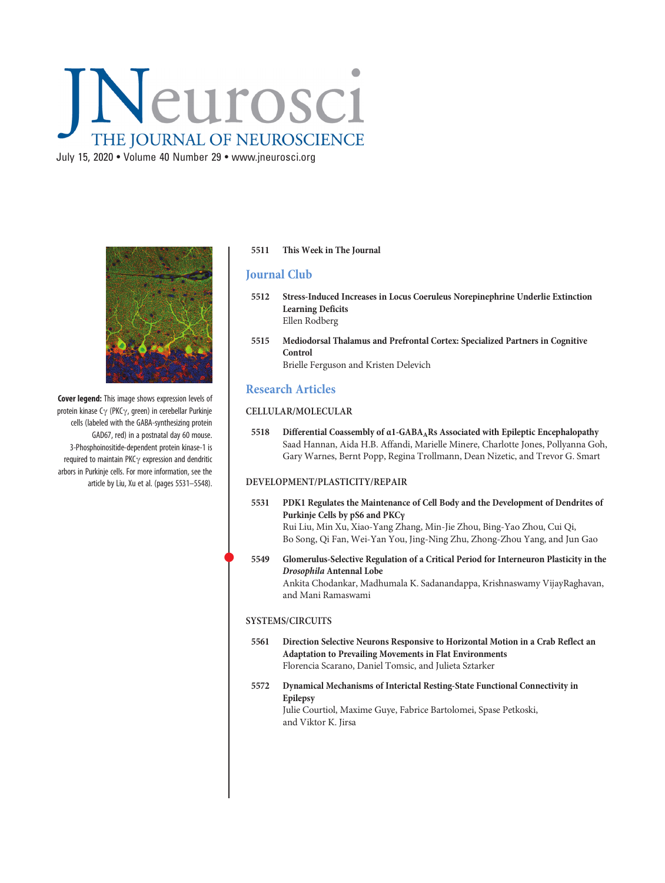# JNeurosci

THE JOURNAL OF NEUROSCIENCE

July 15, 2020 • Volume 40 Number 29 • www.jneurosci.org

**Cover legend:** This image shows expression levels of protein kinase Cγ (PKCγ, green) in cerebellar Purkinje cells (labeled with the GABA-synthesizing protein GAD67, red) in a postnatal day 60 mouse. 3-Phosphoinositide-dependent protein kinase-1 is required to maintain PKCγ expression and dendritic arbors in Purkinje cells. For more information, see the article by Liu, Xu et al. (pages 5531–5548).

**5511 This Week in The Journal**

## Journal Club

**5512 Stress-Induced Increases in Locus Coeruleus Norepinephrine Underlie Extinction Learning Deficits**
Ellen Rodberg

**5515 Mediodorsal Thalamus and Prefrontal Cortex: Specialized Partners in Cognitive Control**
Brielle Ferguson and Kristen Delevich

## Research Articles

### CELLULAR/MOLECULAR

**5518 Differential Coassembly of α1-GABA$_A$Rs Associated with Epileptic Encephalopathy**
Saad Hannan, Aida H.B. Affandi, Marielle Minere, Charlotte Jones, Pollyanna Goh, Gary Warnes, Bernt Popp, Regina Trollmann, Dean Nizetic, and Trevor G. Smart

### DEVELOPMENT/PLASTICITY/REPAIR

**5531 PDK1 Regulates the Maintenance of Cell Body and the Development of Dendrites of Purkinje Cells by pS6 and PKCγ**
Rui Liu, Min Xu, Xiao-Yang Zhang, Min-Jie Zhou, Bing-Yao Zhou, Cui Qi, Bo Song, Qi Fan, Wei-Yan You, Jing-Ning Zhu, Zhong-Zhou Yang, and Jun Gao

**5549 Glomerulus-Selective Regulation of a Critical Period for Interneuron Plasticity in the *Drosophila* Antennal Lobe**
Ankita Chodankar, Madhumala K. Sadanandappa, Krishnaswamy VijayRaghavan, and Mani Ramaswami

### SYSTEMS/CIRCUITS

**5561 Direction Selective Neurons Responsive to Horizontal Motion in a Crab Reflect an Adaptation to Prevailing Movements in Flat Environments**
Florencia Scarano, Daniel Tomsic, and Julieta Sztarker

**5572 Dynamical Mechanisms of Interictal Resting-State Functional Connectivity in Epilepsy**
Julie Courtiol, Maxime Guye, Fabrice Bartolomei, Spase Petkoski, and Viktor K. Jirsa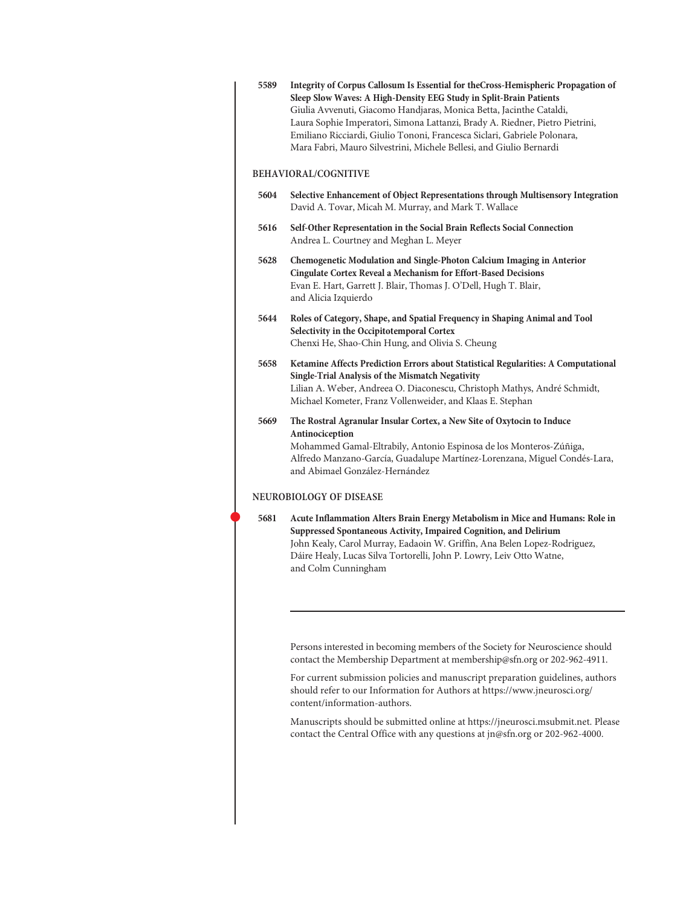**5589** **Integrity of Corpus Callosum Is Essential for theCross-Hemispheric Propagation of Sleep Slow Waves: A High-Density EEG Study in Split-Brain Patients**
Giulia Avvenuti, Giacomo Handjaras, Monica Betta, Jacinthe Cataldi, Laura Sophie Imperatori, Simona Lattanzi, Brady A. Riedner, Pietro Pietrini, Emiliano Ricciardi, Giulio Tononi, Francesca Siclari, Gabriele Polonara, Mara Fabri, Mauro Silvestrini, Michele Bellesi, and Giulio Bernardi

## BEHAVIORAL/COGNITIVE

**5604** **Selective Enhancement of Object Representations through Multisensory Integration**
David A. Tovar, Micah M. Murray, and Mark T. Wallace

**5616** **Self-Other Representation in the Social Brain Reflects Social Connection**
Andrea L. Courtney and Meghan L. Meyer

**5628** **Chemogenetic Modulation and Single-Photon Calcium Imaging in Anterior Cingulate Cortex Reveal a Mechanism for Effort-Based Decisions**
Evan E. Hart, Garrett J. Blair, Thomas J. O'Dell, Hugh T. Blair, and Alicia Izquierdo

**5644** **Roles of Category, Shape, and Spatial Frequency in Shaping Animal and Tool Selectivity in the Occipitotemporal Cortex**
Chenxi He, Shao-Chin Hung, and Olivia S. Cheung

**5658** **Ketamine Affects Prediction Errors about Statistical Regularities: A Computational Single-Trial Analysis of the Mismatch Negativity**
Lilian A. Weber, Andreea O. Diaconescu, Christoph Mathys, André Schmidt, Michael Kometer, Franz Vollenweider, and Klaas E. Stephan

**5669** **The Rostral Agranular Insular Cortex, a New Site of Oxytocin to Induce Antinociception**
Mohammed Gamal-Eltrabily, Antonio Espinosa de los Monteros-Zúñiga, Alfredo Manzano-García, Guadalupe Martínez-Lorenzana, Miguel Condés-Lara, and Abimael González-Hernández

## NEUROBIOLOGY OF DISEASE

**5681** **Acute Inflammation Alters Brain Energy Metabolism in Mice and Humans: Role in Suppressed Spontaneous Activity, Impaired Cognition, and Delirium**
John Kealy, Carol Murray, Eadaoin W. Griffin, Ana Belen Lopez-Rodriguez, Dáire Healy, Lucas Silva Tortorelli, John P. Lowry, Leiv Otto Watne, and Colm Cunningham

---

Persons interested in becoming members of the Society for Neuroscience should contact the Membership Department at membership@sfn.org or 202-962-4911.

For current submission policies and manuscript preparation guidelines, authors should refer to our Information for Authors at https://www.jneurosci.org/content/information-authors.

Manuscripts should be submitted online at https://jneurosci.msubmit.net. Please contact the Central Office with any questions at jn@sfn.org or 202-962-4000.